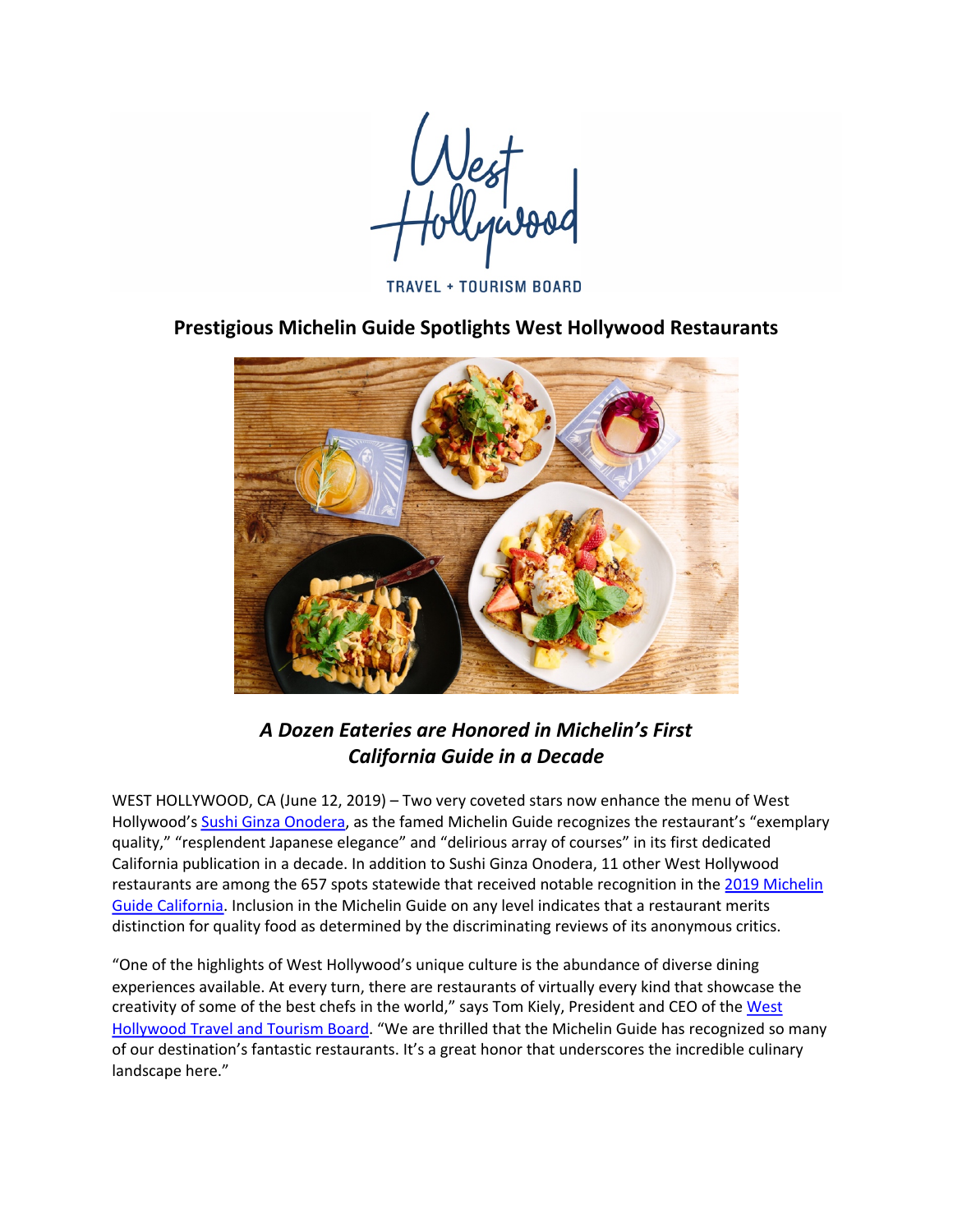West Hollywood

TRAVEL + TOURISM BOARD

# Prestigious Michelin Guide Spotlights West Hollywood Restaurants

## *A Dozen Eateries are Honored in Michelin's First California Guide in a Decade*

WEST HOLLYWOOD, CA (June 12, 2019) – Two very coveted stars now enhance the menu of West Hollywood's Sushi Ginza Onodera, as the famed Michelin Guide recognizes the restaurant's "exemplary quality," "resplendent Japanese elegance" and "delirious array of courses" in its first dedicated California publication in a decade. In addition to Sushi Ginza Onodera, 11 other West Hollywood restaurants are among the 657 spots statewide that received notable recognition in the 2019 Michelin Guide California. Inclusion in the Michelin Guide on any level indicates that a restaurant merits distinction for quality food as determined by the discriminating reviews of its anonymous critics.

"One of the highlights of West Hollywood's unique culture is the abundance of diverse dining experiences available. At every turn, there are restaurants of virtually every kind that showcase the creativity of some of the best chefs in the world," says Tom Kiely, President and CEO of the West Hollywood Travel and Tourism Board. "We are thrilled that the Michelin Guide has recognized so many of our destination's fantastic restaurants. It's a great honor that underscores the incredible culinary landscape here."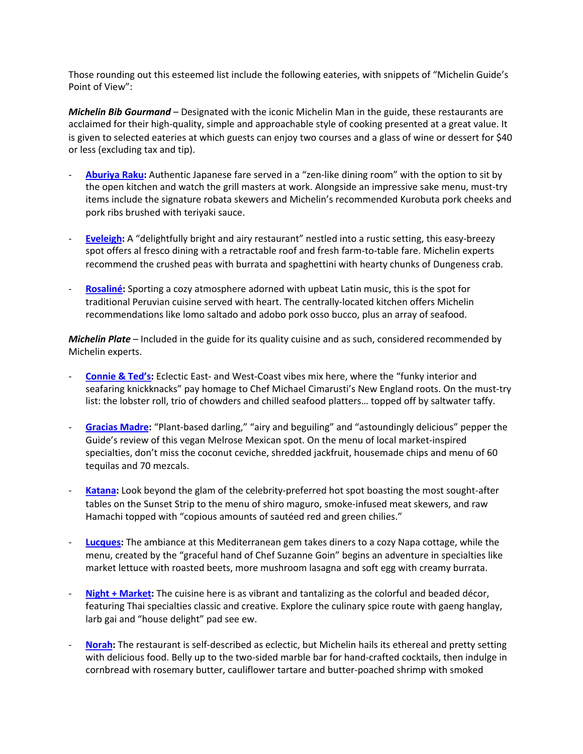Those rounding out this esteemed list include the following eateries, with snippets of "Michelin Guide's Point of View":

***Michelin Bib Gourmand*** – Designated with the iconic Michelin Man in the guide, these restaurants are acclaimed for their high-quality, simple and approachable style of cooking presented at a great value. It is given to selected eateries at which guests can enjoy two courses and a glass of wine or dessert for $40 or less (excluding tax and tip).

- **Aburiya Raku:** Authentic Japanese fare served in a "zen-like dining room" with the option to sit by the open kitchen and watch the grill masters at work. Alongside an impressive sake menu, must-try items include the signature robata skewers and Michelin's recommended Kurobuta pork cheeks and pork ribs brushed with teriyaki sauce.

- **Eveleigh:** A "delightfully bright and airy restaurant" nestled into a rustic setting, this easy-breezy spot offers al fresco dining with a retractable roof and fresh farm-to-table fare. Michelin experts recommend the crushed peas with burrata and spaghettini with hearty chunks of Dungeness crab.

- **Rosaliné:** Sporting a cozy atmosphere adorned with upbeat Latin music, this is the spot for traditional Peruvian cuisine served with heart. The centrally-located kitchen offers Michelin recommendations like lomo saltado and adobo pork osso bucco, plus an array of seafood.

***Michelin Plate*** – Included in the guide for its quality cuisine and as such, considered recommended by Michelin experts.

- **Connie & Ted's:** Eclectic East- and West-Coast vibes mix here, where the "funky interior and seafaring knickknacks" pay homage to Chef Michael Cimarusti's New England roots. On the must-try list: the lobster roll, trio of chowders and chilled seafood platters… topped off by saltwater taffy.

- **Gracias Madre:** "Plant-based darling," "airy and beguiling" and "astoundingly delicious" pepper the Guide's review of this vegan Melrose Mexican spot. On the menu of local market-inspired specialties, don't miss the coconut ceviche, shredded jackfruit, housemade chips and menu of 60 tequilas and 70 mezcals.

- **Katana:** Look beyond the glam of the celebrity-preferred hot spot boasting the most sought-after tables on the Sunset Strip to the menu of shiro maguro, smoke-infused meat skewers, and raw Hamachi topped with "copious amounts of sautéed red and green chilies."

- **Lucques:** The ambiance at this Mediterranean gem takes diners to a cozy Napa cottage, while the menu, created by the "graceful hand of Chef Suzanne Goin" begins an adventure in specialties like market lettuce with roasted beets, more mushroom lasagna and soft egg with creamy burrata.

- **Night + Market:** The cuisine here is as vibrant and tantalizing as the colorful and beaded décor, featuring Thai specialties classic and creative. Explore the culinary spice route with gaeng hanglay, larb gai and "house delight" pad see ew.

- **Norah:** The restaurant is self-described as eclectic, but Michelin hails its ethereal and pretty setting with delicious food. Belly up to the two-sided marble bar for hand-crafted cocktails, then indulge in cornbread with rosemary butter, cauliflower tartare and butter-poached shrimp with smoked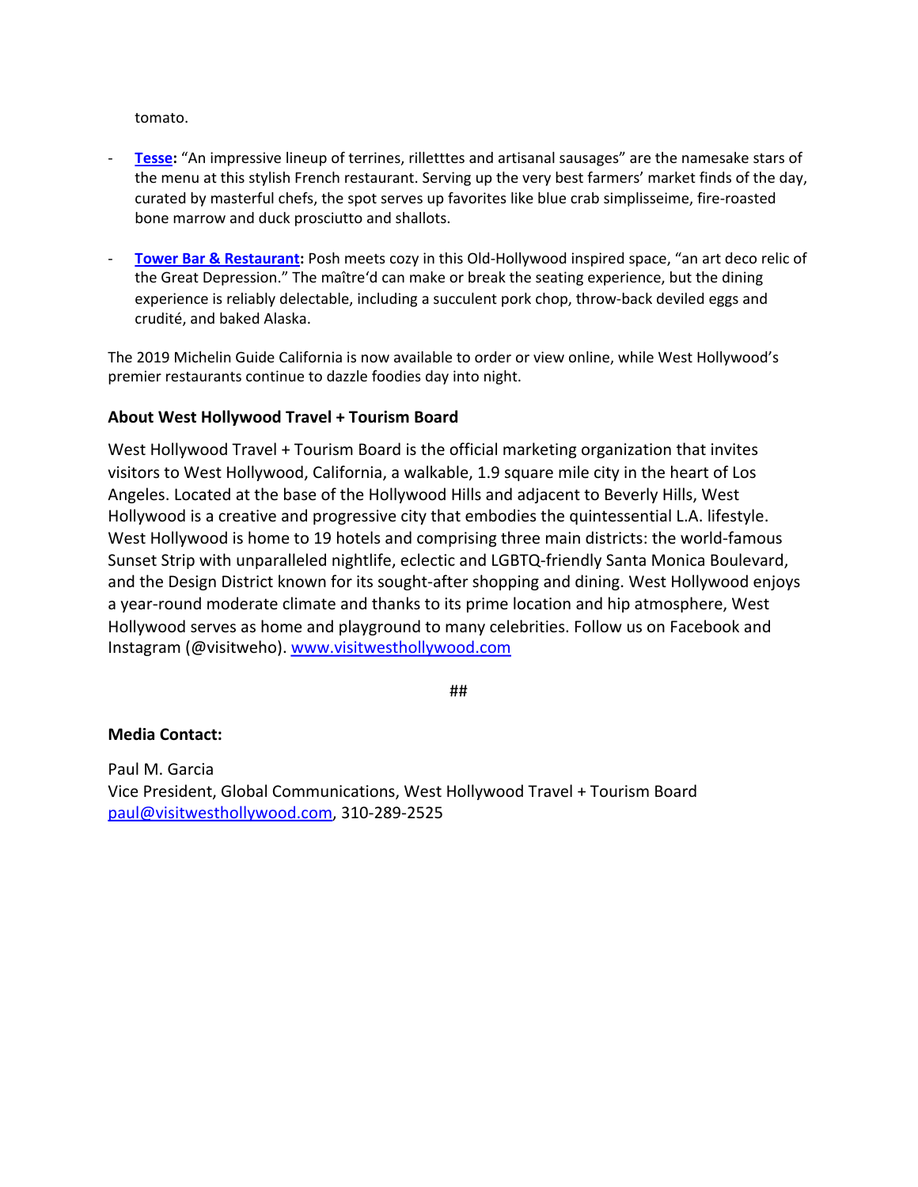tomato.

- **Tesse:** "An impressive lineup of terrines, rilletttes and artisanal sausages" are the namesake stars of the menu at this stylish French restaurant. Serving up the very best farmers' market finds of the day, curated by masterful chefs, the spot serves up favorites like blue crab simplisseime, fire-roasted bone marrow and duck prosciutto and shallots.

- **Tower Bar & Restaurant:** Posh meets cozy in this Old-Hollywood inspired space, "an art deco relic of the Great Depression." The maître'd can make or break the seating experience, but the dining experience is reliably delectable, including a succulent pork chop, throw-back deviled eggs and crudité, and baked Alaska.

The 2019 Michelin Guide California is now available to order or view online, while West Hollywood's premier restaurants continue to dazzle foodies day into night.

**About West Hollywood Travel + Tourism Board**

West Hollywood Travel + Tourism Board is the official marketing organization that invites visitors to West Hollywood, California, a walkable, 1.9 square mile city in the heart of Los Angeles. Located at the base of the Hollywood Hills and adjacent to Beverly Hills, West Hollywood is a creative and progressive city that embodies the quintessential L.A. lifestyle. West Hollywood is home to 19 hotels and comprising three main districts: the world-famous Sunset Strip with unparalleled nightlife, eclectic and LGBTQ-friendly Santa Monica Boulevard, and the Design District known for its sought-after shopping and dining. West Hollywood enjoys a year-round moderate climate and thanks to its prime location and hip atmosphere, West Hollywood serves as home and playground to many celebrities. Follow us on Facebook and Instagram (@visitweho). www.visitwesthollywood.com

##

**Media Contact:**

Paul M. Garcia
Vice President, Global Communications, West Hollywood Travel + Tourism Board
paul@visitwesthollywood.com, 310-289-2525